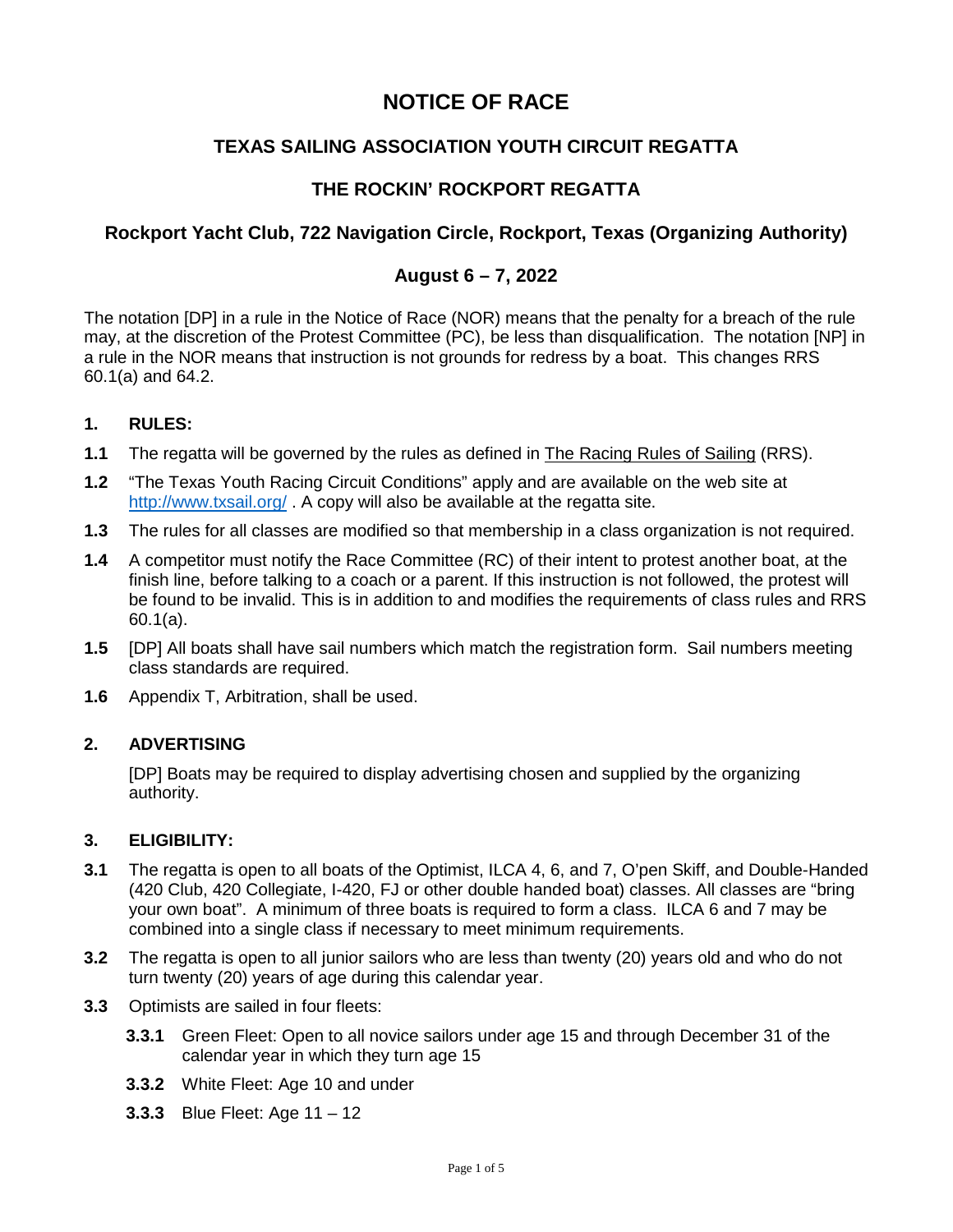# NOTICE OF RACE

## TEXAS SAILING ASSOCIATION YOUTH CIRCUIT REGATTA

## THE ROCKIN' ROCKPORT REGATTA

### Rockport Yacht Club, 722 Navigation Circle, Rockport, Texas (Organizing Authority)

### August 6 – 7, 2022

The notation [DP] in a rule in the Notice of Race (NOR) means that the penalty for a breach of the rule may, at the discretion of the Protest Committee (PC), be less than disqualification. The notation [NP] in a rule in the NOR means that instruction is not grounds for redress by a boat. This changes RRS 60.1(a) and 64.2.

**1. RULES:**

**1.1** The regatta will be governed by the rules as defined in The Racing Rules of Sailing (RRS).

**1.2** "The Texas Youth Racing Circuit Conditions" apply and are available on the web site at http://www.txsail.org/ . A copy will also be available at the regatta site.

**1.3** The rules for all classes are modified so that membership in a class organization is not required.

**1.4** A competitor must notify the Race Committee (RC) of their intent to protest another boat, at the finish line, before talking to a coach or a parent. If this instruction is not followed, the protest will be found to be invalid. This is in addition to and modifies the requirements of class rules and RRS 60.1(a).

**1.5** [DP] All boats shall have sail numbers which match the registration form. Sail numbers meeting class standards are required.

**1.6** Appendix T, Arbitration, shall be used.

**2. ADVERTISING**

[DP] Boats may be required to display advertising chosen and supplied by the organizing authority.

**3. ELIGIBILITY:**

**3.1** The regatta is open to all boats of the Optimist, ILCA 4, 6, and 7, O'pen Skiff, and Double-Handed (420 Club, 420 Collegiate, I-420, FJ or other double handed boat) classes. All classes are "bring your own boat". A minimum of three boats is required to form a class. ILCA 6 and 7 may be combined into a single class if necessary to meet minimum requirements.

**3.2** The regatta is open to all junior sailors who are less than twenty (20) years old and who do not turn twenty (20) years of age during this calendar year.

**3.3** Optimists are sailed in four fleets:

- **3.3.1** Green Fleet: Open to all novice sailors under age 15 and through December 31 of the calendar year in which they turn age 15
- **3.3.2** White Fleet: Age 10 and under
- **3.3.3** Blue Fleet: Age 11 – 12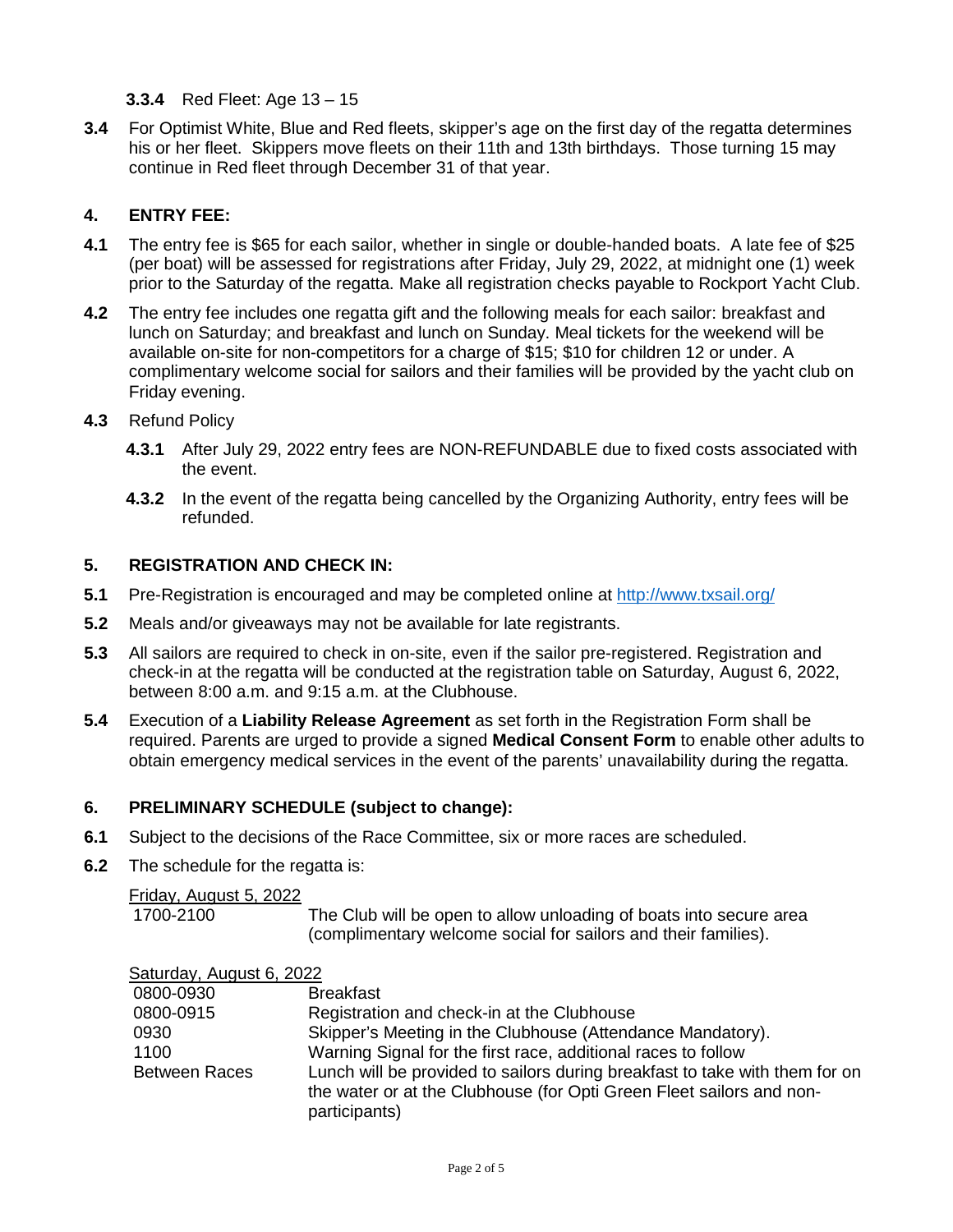**3.3.4** Red Fleet: Age 13 – 15

**3.4** For Optimist White, Blue and Red fleets, skipper's age on the first day of the regatta determines his or her fleet. Skippers move fleets on their 11th and 13th birthdays. Those turning 15 may continue in Red fleet through December 31 of that year.

## 4. ENTRY FEE:

**4.1** The entry fee is $65 for each sailor, whether in single or double-handed boats. A late fee of $25 (per boat) will be assessed for registrations after Friday, July 29, 2022, at midnight one (1) week prior to the Saturday of the regatta. Make all registration checks payable to Rockport Yacht Club.

**4.2** The entry fee includes one regatta gift and the following meals for each sailor: breakfast and lunch on Saturday; and breakfast and lunch on Sunday. Meal tickets for the weekend will be available on-site for non-competitors for a charge of $15; $10 for children 12 or under. A complimentary welcome social for sailors and their families will be provided by the yacht club on Friday evening.

**4.3** Refund Policy

**4.3.1** After July 29, 2022 entry fees are NON-REFUNDABLE due to fixed costs associated with the event.

**4.3.2** In the event of the regatta being cancelled by the Organizing Authority, entry fees will be refunded.

## 5. REGISTRATION AND CHECK IN:

**5.1** Pre-Registration is encouraged and may be completed online at [http://www.txsail.org/](http://www.txsail.org/)

**5.2** Meals and/or giveaways may not be available for late registrants.

**5.3** All sailors are required to check in on-site, even if the sailor pre-registered. Registration and check-in at the regatta will be conducted at the registration table on Saturday, August 6, 2022, between 8:00 a.m. and 9:15 a.m. at the Clubhouse.

**5.4** Execution of a **Liability Release Agreement** as set forth in the Registration Form shall be required. Parents are urged to provide a signed **Medical Consent Form** to enable other adults to obtain emergency medical services in the event of the parents' unavailability during the regatta.

## 6. PRELIMINARY SCHEDULE (subject to change):

**6.1** Subject to the decisions of the Race Committee, six or more races are scheduled.

**6.2** The schedule for the regatta is:

Friday, August 5, 2022

| | |
|---|---|
| 1700-2100 | The Club will be open to allow unloading of boats into secure area (complimentary welcome social for sailors and their families). |

Saturday, August 6, 2022

| | |
|---|---|
| 0800-0930 | Breakfast |
| 0800-0915 | Registration and check-in at the Clubhouse |
| 0930 | Skipper's Meeting in the Clubhouse (Attendance Mandatory). |
| 1100 | Warning Signal for the first race, additional races to follow |
| Between Races | Lunch will be provided to sailors during breakfast to take with them for on the water or at the Clubhouse (for Opti Green Fleet sailors and non-participants) |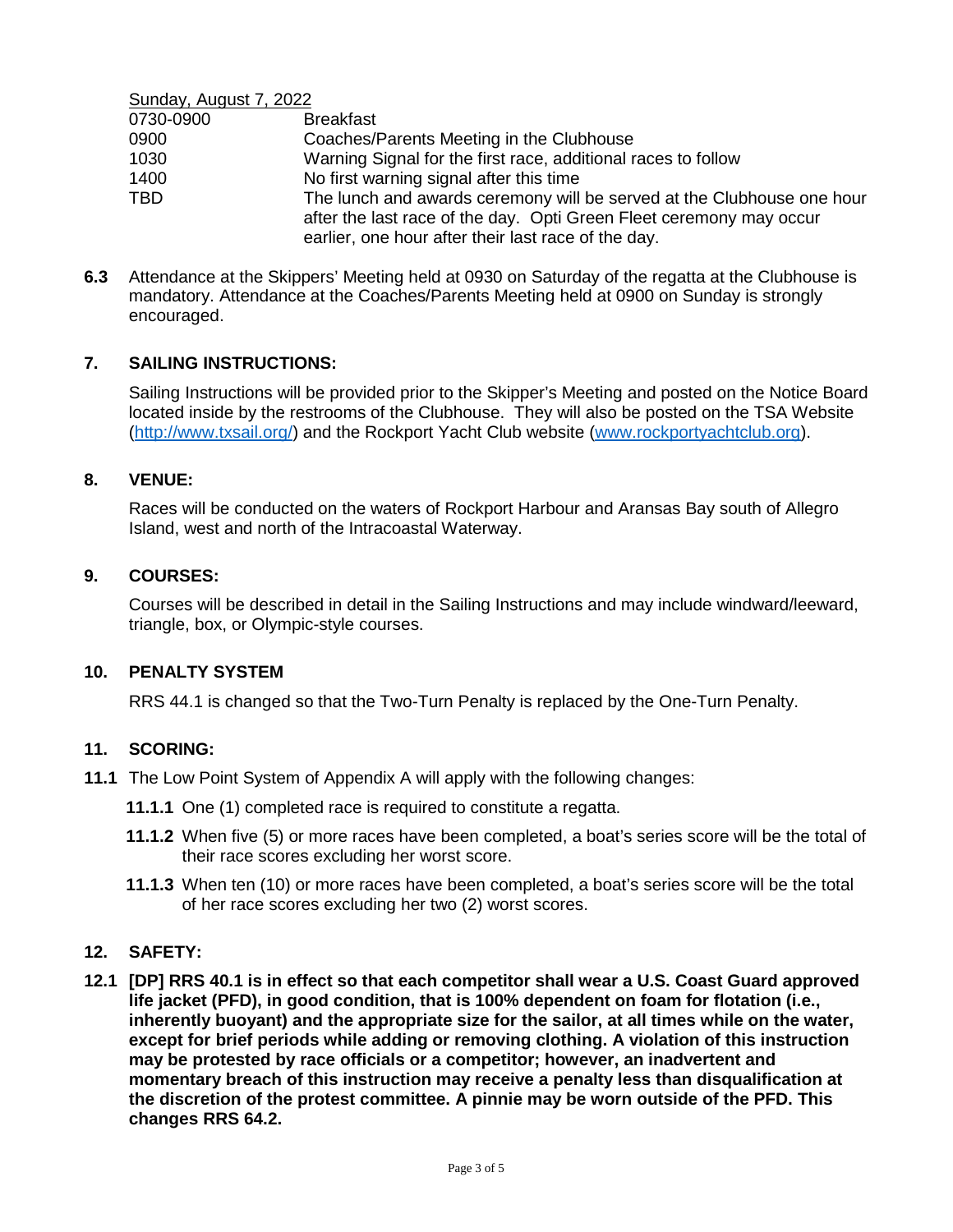<u>Sunday, August 7, 2022</u>

| | |
|---|---|
| 0730-0900 | Breakfast |
| 0900 | Coaches/Parents Meeting in the Clubhouse |
| 1030 | Warning Signal for the first race, additional races to follow |
| 1400 | No first warning signal after this time |
| TBD | The lunch and awards ceremony will be served at the Clubhouse one hour after the last race of the day. Opti Green Fleet ceremony may occur earlier, one hour after their last race of the day. |

**6.3** Attendance at the Skippers' Meeting held at 0930 on Saturday of the regatta at the Clubhouse is mandatory. Attendance at the Coaches/Parents Meeting held at 0900 on Sunday is strongly encouraged.

## 7. SAILING INSTRUCTIONS:

Sailing Instructions will be provided prior to the Skipper's Meeting and posted on the Notice Board located inside by the restrooms of the Clubhouse. They will also be posted on the TSA Website (http://www.txsail.org/) and the Rockport Yacht Club website (www.rockportyachtclub.org).

## 8. VENUE:

Races will be conducted on the waters of Rockport Harbour and Aransas Bay south of Allegro Island, west and north of the Intracoastal Waterway.

## 9. COURSES:

Courses will be described in detail in the Sailing Instructions and may include windward/leeward, triangle, box, or Olympic-style courses.

## 10. PENALTY SYSTEM

RRS 44.1 is changed so that the Two-Turn Penalty is replaced by the One-Turn Penalty.

## 11. SCORING:

**11.1** The Low Point System of Appendix A will apply with the following changes:

**11.1.1** One (1) completed race is required to constitute a regatta.

**11.1.2** When five (5) or more races have been completed, a boat's series score will be the total of their race scores excluding her worst score.

**11.1.3** When ten (10) or more races have been completed, a boat's series score will be the total of her race scores excluding her two (2) worst scores.

## 12. SAFETY:

**12.1 [DP] RRS 40.1 is in effect so that each competitor shall wear a U.S. Coast Guard approved life jacket (PFD), in good condition, that is 100% dependent on foam for flotation (i.e., inherently buoyant) and the appropriate size for the sailor, at all times while on the water, except for brief periods while adding or removing clothing. A violation of this instruction may be protested by race officials or a competitor; however, an inadvertent and momentary breach of this instruction may receive a penalty less than disqualification at the discretion of the protest committee. A pinnie may be worn outside of the PFD. This changes RRS 64.2.**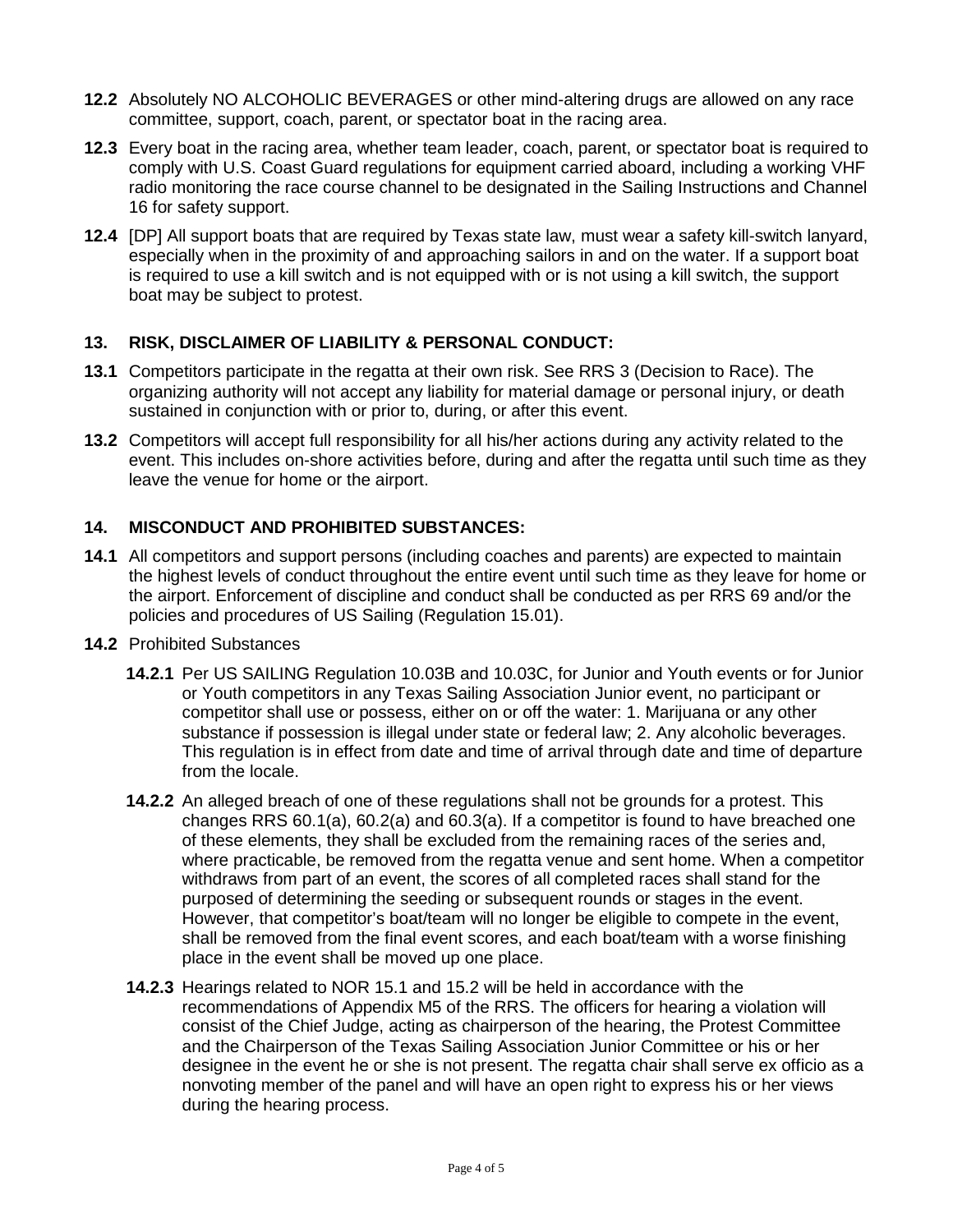**12.2** Absolutely NO ALCOHOLIC BEVERAGES or other mind-altering drugs are allowed on any race committee, support, coach, parent, or spectator boat in the racing area.

**12.3** Every boat in the racing area, whether team leader, coach, parent, or spectator boat is required to comply with U.S. Coast Guard regulations for equipment carried aboard, including a working VHF radio monitoring the race course channel to be designated in the Sailing Instructions and Channel 16 for safety support.

**12.4** [DP] All support boats that are required by Texas state law, must wear a safety kill-switch lanyard, especially when in the proximity of and approaching sailors in and on the water. If a support boat is required to use a kill switch and is not equipped with or is not using a kill switch, the support boat may be subject to protest.

## 13. RISK, DISCLAIMER OF LIABILITY & PERSONAL CONDUCT:

**13.1** Competitors participate in the regatta at their own risk. See RRS 3 (Decision to Race). The organizing authority will not accept any liability for material damage or personal injury, or death sustained in conjunction with or prior to, during, or after this event.

**13.2** Competitors will accept full responsibility for all his/her actions during any activity related to the event. This includes on-shore activities before, during and after the regatta until such time as they leave the venue for home or the airport.

## 14. MISCONDUCT AND PROHIBITED SUBSTANCES:

**14.1** All competitors and support persons (including coaches and parents) are expected to maintain the highest levels of conduct throughout the entire event until such time as they leave for home or the airport. Enforcement of discipline and conduct shall be conducted as per RRS 69 and/or the policies and procedures of US Sailing (Regulation 15.01).

**14.2** Prohibited Substances

**14.2.1** Per US SAILING Regulation 10.03B and 10.03C, for Junior and Youth events or for Junior or Youth competitors in any Texas Sailing Association Junior event, no participant or competitor shall use or possess, either on or off the water: 1. Marijuana or any other substance if possession is illegal under state or federal law; 2. Any alcoholic beverages. This regulation is in effect from date and time of arrival through date and time of departure from the locale.

**14.2.2** An alleged breach of one of these regulations shall not be grounds for a protest. This changes RRS 60.1(a), 60.2(a) and 60.3(a). If a competitor is found to have breached one of these elements, they shall be excluded from the remaining races of the series and, where practicable, be removed from the regatta venue and sent home. When a competitor withdraws from part of an event, the scores of all completed races shall stand for the purposed of determining the seeding or subsequent rounds or stages in the event. However, that competitor's boat/team will no longer be eligible to compete in the event, shall be removed from the final event scores, and each boat/team with a worse finishing place in the event shall be moved up one place.

**14.2.3** Hearings related to NOR 15.1 and 15.2 will be held in accordance with the recommendations of Appendix M5 of the RRS. The officers for hearing a violation will consist of the Chief Judge, acting as chairperson of the hearing, the Protest Committee and the Chairperson of the Texas Sailing Association Junior Committee or his or her designee in the event he or she is not present. The regatta chair shall serve ex officio as a nonvoting member of the panel and will have an open right to express his or her views during the hearing process.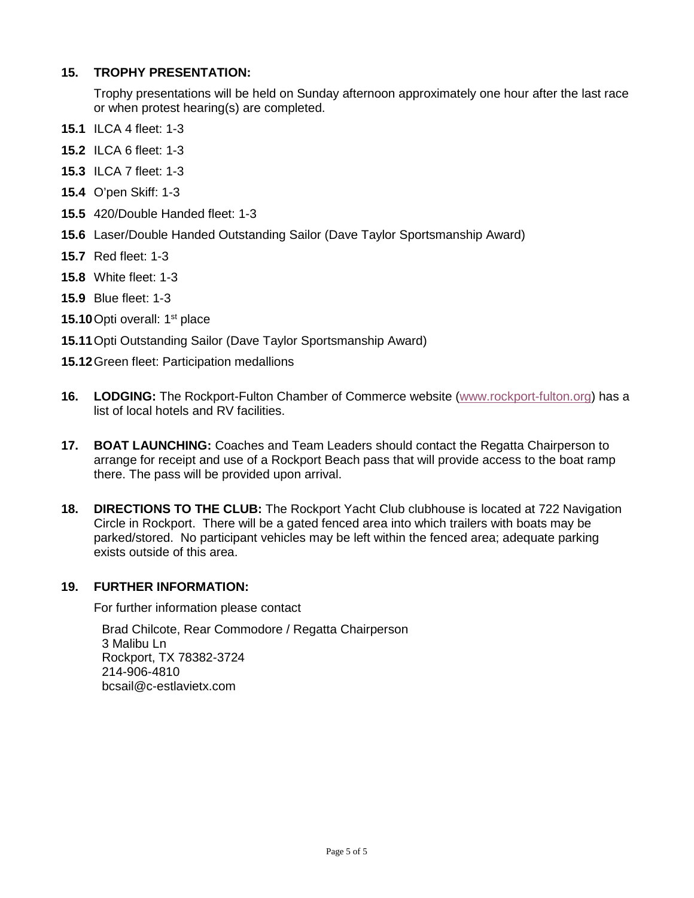**15. TROPHY PRESENTATION:**

Trophy presentations will be held on Sunday afternoon approximately one hour after the last race or when protest hearing(s) are completed.

**15.1** ILCA 4 fleet: 1-3

**15.2** ILCA 6 fleet: 1-3

**15.3** ILCA 7 fleet: 1-3

**15.4** O'pen Skiff: 1-3

**15.5** 420/Double Handed fleet: 1-3

**15.6** Laser/Double Handed Outstanding Sailor (Dave Taylor Sportsmanship Award)

**15.7** Red fleet: 1-3

**15.8** White fleet: 1-3

**15.9** Blue fleet: 1-3

**15.10** Opti overall: 1st place

**15.11** Opti Outstanding Sailor (Dave Taylor Sportsmanship Award)

**15.12** Green fleet: Participation medallions

**16. LODGING:** The Rockport-Fulton Chamber of Commerce website (www.rockport-fulton.org) has a list of local hotels and RV facilities.

**17. BOAT LAUNCHING:** Coaches and Team Leaders should contact the Regatta Chairperson to arrange for receipt and use of a Rockport Beach pass that will provide access to the boat ramp there. The pass will be provided upon arrival.

**18. DIRECTIONS TO THE CLUB:** The Rockport Yacht Club clubhouse is located at 722 Navigation Circle in Rockport. There will be a gated fenced area into which trailers with boats may be parked/stored. No participant vehicles may be left within the fenced area; adequate parking exists outside of this area.

**19. FURTHER INFORMATION:**

For further information please contact

Brad Chilcote, Rear Commodore / Regatta Chairperson
3 Malibu Ln
Rockport, TX 78382-3724
214-906-4810
bcsail@c-estlavietx.com